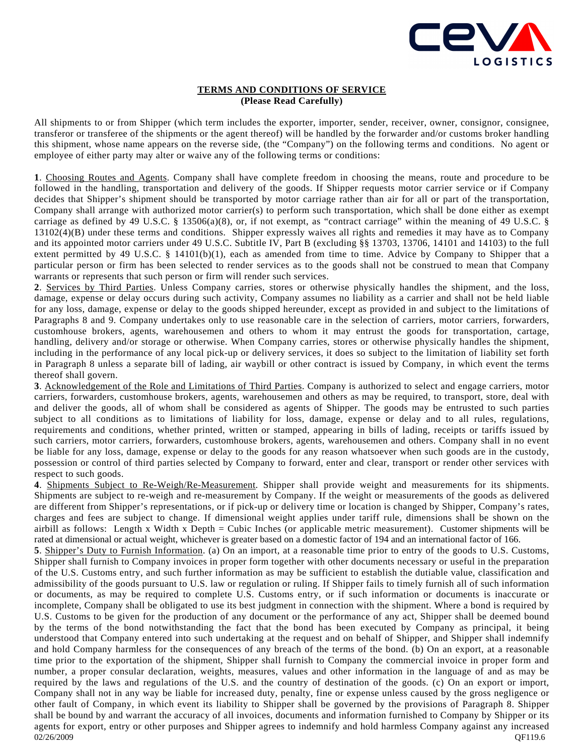**TERMS AND CONDITIONS OF SERVICE**
**(Please Read Carefully)**

All shipments to or from Shipper (which term includes the exporter, importer, sender, receiver, owner, consignor, consignee, transferor or transferee of the shipments or the agent thereof) will be handled by the forwarder and/or customs broker handling this shipment, whose name appears on the reverse side, (the "Company") on the following terms and conditions. No agent or employee of either party may alter or waive any of the following terms or conditions:

**1**. Choosing Routes and Agents. Company shall have complete freedom in choosing the means, route and procedure to be followed in the handling, transportation and delivery of the goods. If Shipper requests motor carrier service or if Company decides that Shipper's shipment should be transported by motor carriage rather than air for all or part of the transportation, Company shall arrange with authorized motor carrier(s) to perform such transportation, which shall be done either as exempt carriage as defined by 49 U.S.C. § 13506(a)(8), or, if not exempt, as "contract carriage" within the meaning of 49 U.S.C. § 13102(4)(B) under these terms and conditions. Shipper expressly waives all rights and remedies it may have as to Company and its appointed motor carriers under 49 U.S.C. Subtitle IV, Part B (excluding §§ 13703, 13706, 14101 and 14103) to the full extent permitted by 49 U.S.C. § 14101(b)(1), each as amended from time to time. Advice by Company to Shipper that a particular person or firm has been selected to render services as to the goods shall not be construed to mean that Company warrants or represents that such person or firm will render such services.

**2**. Services by Third Parties. Unless Company carries, stores or otherwise physically handles the shipment, and the loss, damage, expense or delay occurs during such activity, Company assumes no liability as a carrier and shall not be held liable for any loss, damage, expense or delay to the goods shipped hereunder, except as provided in and subject to the limitations of Paragraphs 8 and 9. Company undertakes only to use reasonable care in the selection of carriers, motor carriers, forwarders, customhouse brokers, agents, warehousemen and others to whom it may entrust the goods for transportation, cartage, handling, delivery and/or storage or otherwise. When Company carries, stores or otherwise physically handles the shipment, including in the performance of any local pick-up or delivery services, it does so subject to the limitation of liability set forth in Paragraph 8 unless a separate bill of lading, air waybill or other contract is issued by Company, in which event the terms thereof shall govern.

**3**. Acknowledgement of the Role and Limitations of Third Parties. Company is authorized to select and engage carriers, motor carriers, forwarders, customhouse brokers, agents, warehousemen and others as may be required, to transport, store, deal with and deliver the goods, all of whom shall be considered as agents of Shipper. The goods may be entrusted to such parties subject to all conditions as to limitations of liability for loss, damage, expense or delay and to all rules, regulations, requirements and conditions, whether printed, written or stamped, appearing in bills of lading, receipts or tariffs issued by such carriers, motor carriers, forwarders, customhouse brokers, agents, warehousemen and others. Company shall in no event be liable for any loss, damage, expense or delay to the goods for any reason whatsoever when such goods are in the custody, possession or control of third parties selected by Company to forward, enter and clear, transport or render other services with respect to such goods.

**4**. Shipments Subject to Re-Weigh/Re-Measurement. Shipper shall provide weight and measurements for its shipments. Shipments are subject to re-weigh and re-measurement by Company. If the weight or measurements of the goods as delivered are different from Shipper's representations, or if pick-up or delivery time or location is changed by Shipper, Company's rates, charges and fees are subject to change. If dimensional weight applies under tariff rule, dimensions shall be shown on the airbill as follows: Length x Width x Depth = Cubic Inches (or applicable metric measurement). Customer shipments will be rated at dimensional or actual weight, whichever is greater based on a domestic factor of 194 and an international factor of 166.

**5**. Shipper's Duty to Furnish Information. (a) On an import, at a reasonable time prior to entry of the goods to U.S. Customs, Shipper shall furnish to Company invoices in proper form together with other documents necessary or useful in the preparation of the U.S. Customs entry, and such further information as may be sufficient to establish the dutiable value, classification and admissibility of the goods pursuant to U.S. law or regulation or ruling. If Shipper fails to timely furnish all of such information or documents, as may be required to complete U.S. Customs entry, or if such information or documents is inaccurate or incomplete, Company shall be obligated to use its best judgment in connection with the shipment. Where a bond is required by U.S. Customs to be given for the production of any document or the performance of any act, Shipper shall be deemed bound by the terms of the bond notwithstanding the fact that the bond has been executed by Company as principal, it being understood that Company entered into such undertaking at the request and on behalf of Shipper, and Shipper shall indemnify and hold Company harmless for the consequences of any breach of the terms of the bond. (b) On an export, at a reasonable time prior to the exportation of the shipment, Shipper shall furnish to Company the commercial invoice in proper form and number, a proper consular declaration, weights, measures, values and other information in the language of and as may be required by the laws and regulations of the U.S. and the country of destination of the goods. (c) On an export or import, Company shall not in any way be liable for increased duty, penalty, fine or expense unless caused by the gross negligence or other fault of Company, in which event its liability to Shipper shall be governed by the provisions of Paragraph 8. Shipper shall be bound by and warrant the accuracy of all invoices, documents and information furnished to Company by Shipper or its agents for export, entry or other purposes and Shipper agrees to indemnify and hold harmless Company against any increased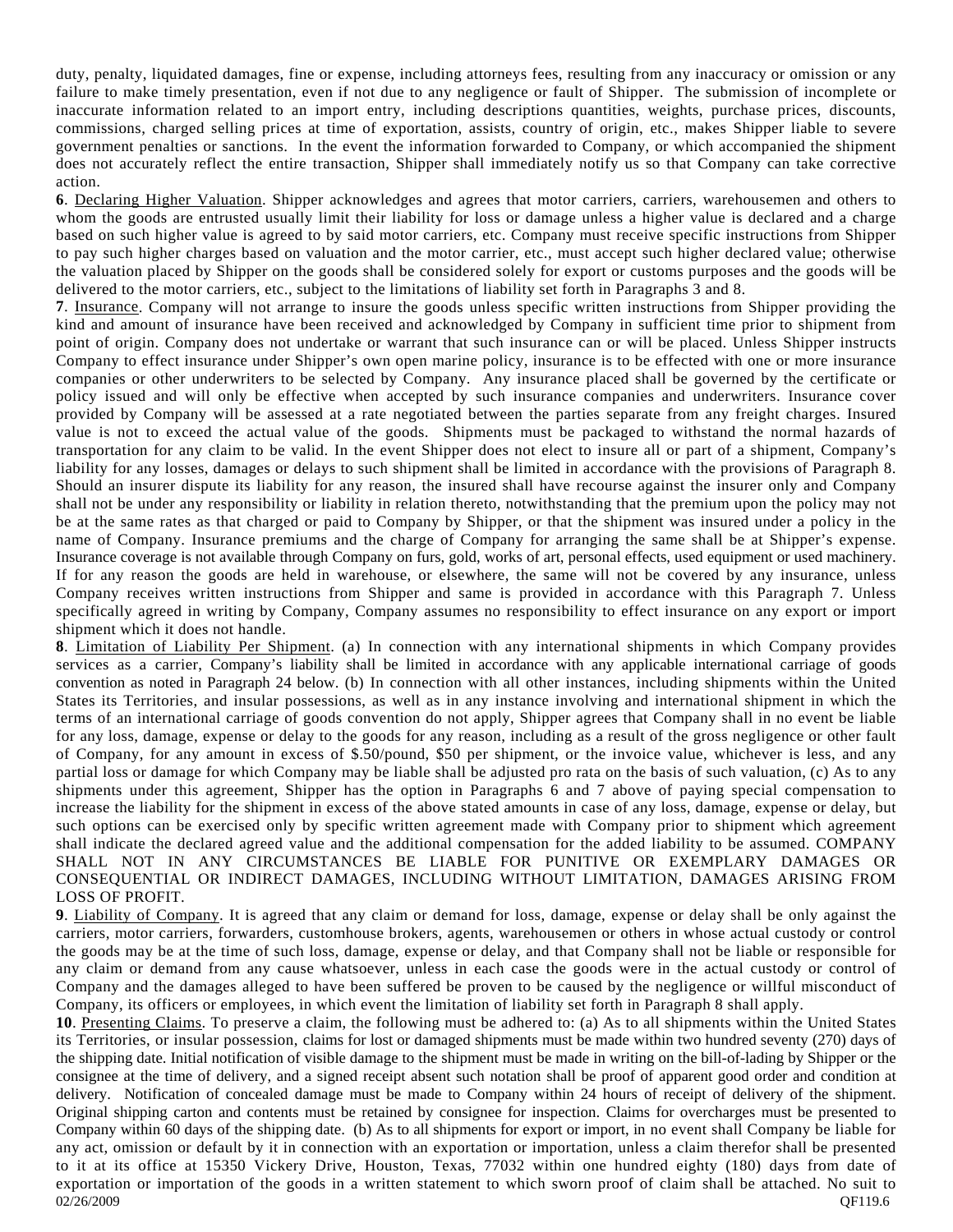duty, penalty, liquidated damages, fine or expense, including attorneys fees, resulting from any inaccuracy or omission or any failure to make timely presentation, even if not due to any negligence or fault of Shipper. The submission of incomplete or inaccurate information related to an import entry, including descriptions quantities, weights, purchase prices, discounts, commissions, charged selling prices at time of exportation, assists, country of origin, etc., makes Shipper liable to severe government penalties or sanctions. In the event the information forwarded to Company, or which accompanied the shipment does not accurately reflect the entire transaction, Shipper shall immediately notify us so that Company can take corrective action.

**6**. Declaring Higher Valuation. Shipper acknowledges and agrees that motor carriers, carriers, warehousemen and others to whom the goods are entrusted usually limit their liability for loss or damage unless a higher value is declared and a charge based on such higher value is agreed to by said motor carriers, etc. Company must receive specific instructions from Shipper to pay such higher charges based on valuation and the motor carrier, etc., must accept such higher declared value; otherwise the valuation placed by Shipper on the goods shall be considered solely for export or customs purposes and the goods will be delivered to the motor carriers, etc., subject to the limitations of liability set forth in Paragraphs 3 and 8.

**7**. Insurance. Company will not arrange to insure the goods unless specific written instructions from Shipper providing the kind and amount of insurance have been received and acknowledged by Company in sufficient time prior to shipment from point of origin. Company does not undertake or warrant that such insurance can or will be placed. Unless Shipper instructs Company to effect insurance under Shipper's own open marine policy, insurance is to be effected with one or more insurance companies or other underwriters to be selected by Company. Any insurance placed shall be governed by the certificate or policy issued and will only be effective when accepted by such insurance companies and underwriters. Insurance cover provided by Company will be assessed at a rate negotiated between the parties separate from any freight charges. Insured value is not to exceed the actual value of the goods. Shipments must be packaged to withstand the normal hazards of transportation for any claim to be valid. In the event Shipper does not elect to insure all or part of a shipment, Company's liability for any losses, damages or delays to such shipment shall be limited in accordance with the provisions of Paragraph 8. Should an insurer dispute its liability for any reason, the insured shall have recourse against the insurer only and Company shall not be under any responsibility or liability in relation thereto, notwithstanding that the premium upon the policy may not be at the same rates as that charged or paid to Company by Shipper, or that the shipment was insured under a policy in the name of Company. Insurance premiums and the charge of Company for arranging the same shall be at Shipper's expense. Insurance coverage is not available through Company on furs, gold, works of art, personal effects, used equipment or used machinery. If for any reason the goods are held in warehouse, or elsewhere, the same will not be covered by any insurance, unless Company receives written instructions from Shipper and same is provided in accordance with this Paragraph 7. Unless specifically agreed in writing by Company, Company assumes no responsibility to effect insurance on any export or import shipment which it does not handle.

**8**. Limitation of Liability Per Shipment. (a) In connection with any international shipments in which Company provides services as a carrier, Company's liability shall be limited in accordance with any applicable international carriage of goods convention as noted in Paragraph 24 below. (b) In connection with all other instances, including shipments within the United States its Territories, and insular possessions, as well as in any instance involving and international shipment in which the terms of an international carriage of goods convention do not apply, Shipper agrees that Company shall in no event be liable for any loss, damage, expense or delay to the goods for any reason, including as a result of the gross negligence or other fault of Company, for any amount in excess of $.50/pound, $50 per shipment, or the invoice value, whichever is less, and any partial loss or damage for which Company may be liable shall be adjusted pro rata on the basis of such valuation, (c) As to any shipments under this agreement, Shipper has the option in Paragraphs 6 and 7 above of paying special compensation to increase the liability for the shipment in excess of the above stated amounts in case of any loss, damage, expense or delay, but such options can be exercised only by specific written agreement made with Company prior to shipment which agreement shall indicate the declared agreed value and the additional compensation for the added liability to be assumed. COMPANY SHALL NOT IN ANY CIRCUMSTANCES BE LIABLE FOR PUNITIVE OR EXEMPLARY DAMAGES OR CONSEQUENTIAL OR INDIRECT DAMAGES, INCLUDING WITHOUT LIMITATION, DAMAGES ARISING FROM LOSS OF PROFIT.

**9**. Liability of Company. It is agreed that any claim or demand for loss, damage, expense or delay shall be only against the carriers, motor carriers, forwarders, customhouse brokers, agents, warehousemen or others in whose actual custody or control the goods may be at the time of such loss, damage, expense or delay, and that Company shall not be liable or responsible for any claim or demand from any cause whatsoever, unless in each case the goods were in the actual custody or control of Company and the damages alleged to have been suffered be proven to be caused by the negligence or willful misconduct of Company, its officers or employees, in which event the limitation of liability set forth in Paragraph 8 shall apply.

**10**. Presenting Claims. To preserve a claim, the following must be adhered to: (a) As to all shipments within the United States its Territories, or insular possession, claims for lost or damaged shipments must be made within two hundred seventy (270) days of the shipping date. Initial notification of visible damage to the shipment must be made in writing on the bill-of-lading by Shipper or the consignee at the time of delivery, and a signed receipt absent such notation shall be proof of apparent good order and condition at delivery. Notification of concealed damage must be made to Company within 24 hours of receipt of delivery of the shipment. Original shipping carton and contents must be retained by consignee for inspection. Claims for overcharges must be presented to Company within 60 days of the shipping date. (b) As to all shipments for export or import, in no event shall Company be liable for any act, omission or default by it in connection with an exportation or importation, unless a claim therefor shall be presented to it at its office at 15350 Vickery Drive, Houston, Texas, 77032 within one hundred eighty (180) days from date of exportation or importation of the goods in a written statement to which sworn proof of claim shall be attached. No suit to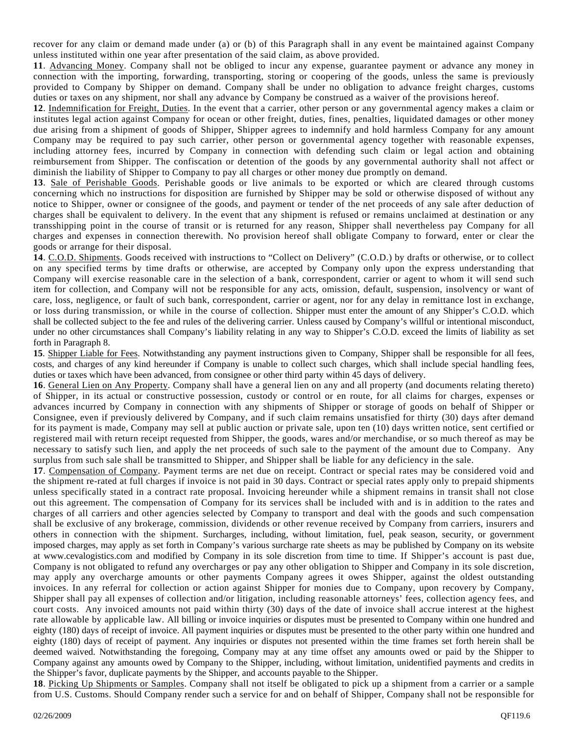recover for any claim or demand made under (a) or (b) of this Paragraph shall in any event be maintained against Company unless instituted within one year after presentation of the said claim, as above provided.

**11**. Advancing Money. Company shall not be obliged to incur any expense, guarantee payment or advance any money in connection with the importing, forwarding, transporting, storing or coopering of the goods, unless the same is previously provided to Company by Shipper on demand. Company shall be under no obligation to advance freight charges, customs duties or taxes on any shipment, nor shall any advance by Company be construed as a waiver of the provisions hereof.

**12**. Indemnification for Freight, Duties. In the event that a carrier, other person or any governmental agency makes a claim or institutes legal action against Company for ocean or other freight, duties, fines, penalties, liquidated damages or other money due arising from a shipment of goods of Shipper, Shipper agrees to indemnify and hold harmless Company for any amount Company may be required to pay such carrier, other person or governmental agency together with reasonable expenses, including attorney fees, incurred by Company in connection with defending such claim or legal action and obtaining reimbursement from Shipper. The confiscation or detention of the goods by any governmental authority shall not affect or diminish the liability of Shipper to Company to pay all charges or other money due promptly on demand.

**13**. Sale of Perishable Goods. Perishable goods or live animals to be exported or which are cleared through customs concerning which no instructions for disposition are furnished by Shipper may be sold or otherwise disposed of without any notice to Shipper, owner or consignee of the goods, and payment or tender of the net proceeds of any sale after deduction of charges shall be equivalent to delivery. In the event that any shipment is refused or remains unclaimed at destination or any transshipping point in the course of transit or is returned for any reason, Shipper shall nevertheless pay Company for all charges and expenses in connection therewith. No provision hereof shall obligate Company to forward, enter or clear the goods or arrange for their disposal.

**14**. C.O.D. Shipments. Goods received with instructions to "Collect on Delivery" (C.O.D.) by drafts or otherwise, or to collect on any specified terms by time drafts or otherwise, are accepted by Company only upon the express understanding that Company will exercise reasonable care in the selection of a bank, correspondent, carrier or agent to whom it will send such item for collection, and Company will not be responsible for any acts, omission, default, suspension, insolvency or want of care, loss, negligence, or fault of such bank, correspondent, carrier or agent, nor for any delay in remittance lost in exchange, or loss during transmission, or while in the course of collection. Shipper must enter the amount of any Shipper's C.O.D. which shall be collected subject to the fee and rules of the delivering carrier. Unless caused by Company's willful or intentional misconduct, under no other circumstances shall Company's liability relating in any way to Shipper's C.O.D. exceed the limits of liability as set forth in Paragraph 8.

**15**. Shipper Liable for Fees. Notwithstanding any payment instructions given to Company, Shipper shall be responsible for all fees, costs, and charges of any kind hereunder if Company is unable to collect such charges, which shall include special handling fees, duties or taxes which have been advanced, from consignee or other third party within 45 days of delivery.

**16**. General Lien on Any Property. Company shall have a general lien on any and all property (and documents relating thereto) of Shipper, in its actual or constructive possession, custody or control or en route, for all claims for charges, expenses or advances incurred by Company in connection with any shipments of Shipper or storage of goods on behalf of Shipper or Consignee, even if previously delivered by Company, and if such claim remains unsatisfied for thirty (30) days after demand for its payment is made, Company may sell at public auction or private sale, upon ten (10) days written notice, sent certified or registered mail with return receipt requested from Shipper, the goods, wares and/or merchandise, or so much thereof as may be necessary to satisfy such lien, and apply the net proceeds of such sale to the payment of the amount due to Company. Any surplus from such sale shall be transmitted to Shipper, and Shipper shall be liable for any deficiency in the sale.

**17**. Compensation of Company. Payment terms are net due on receipt. Contract or special rates may be considered void and the shipment re-rated at full charges if invoice is not paid in 30 days. Contract or special rates apply only to prepaid shipments unless specifically stated in a contract rate proposal. Invoicing hereunder while a shipment remains in transit shall not close out this agreement. The compensation of Company for its services shall be included with and is in addition to the rates and charges of all carriers and other agencies selected by Company to transport and deal with the goods and such compensation shall be exclusive of any brokerage, commission, dividends or other revenue received by Company from carriers, insurers and others in connection with the shipment. Surcharges, including, without limitation, fuel, peak season, security, or government imposed charges, may apply as set forth in Company's various surcharge rate sheets as may be published by Company on its website at www.cevalogistics.com and modified by Company in its sole discretion from time to time. If Shipper's account is past due, Company is not obligated to refund any overcharges or pay any other obligation to Shipper and Company in its sole discretion, may apply any overcharge amounts or other payments Company agrees it owes Shipper, against the oldest outstanding invoices. In any referral for collection or action against Shipper for monies due to Company, upon recovery by Company, Shipper shall pay all expenses of collection and/or litigation, including reasonable attorneys' fees, collection agency fees, and court costs. Any invoiced amounts not paid within thirty (30) days of the date of invoice shall accrue interest at the highest rate allowable by applicable law. All billing or invoice inquiries or disputes must be presented to Company within one hundred and eighty (180) days of receipt of invoice. All payment inquiries or disputes must be presented to the other party within one hundred and eighty (180) days of receipt of payment. Any inquiries or disputes not presented within the time frames set forth herein shall be deemed waived. Notwithstanding the foregoing, Company may at any time offset any amounts owed or paid by the Shipper to Company against any amounts owed by Company to the Shipper, including, without limitation, unidentified payments and credits in the Shipper's favor, duplicate payments by the Shipper, and accounts payable to the Shipper.

**18**. Picking Up Shipments or Samples. Company shall not itself be obligated to pick up a shipment from a carrier or a sample from U.S. Customs. Should Company render such a service for and on behalf of Shipper, Company shall not be responsible for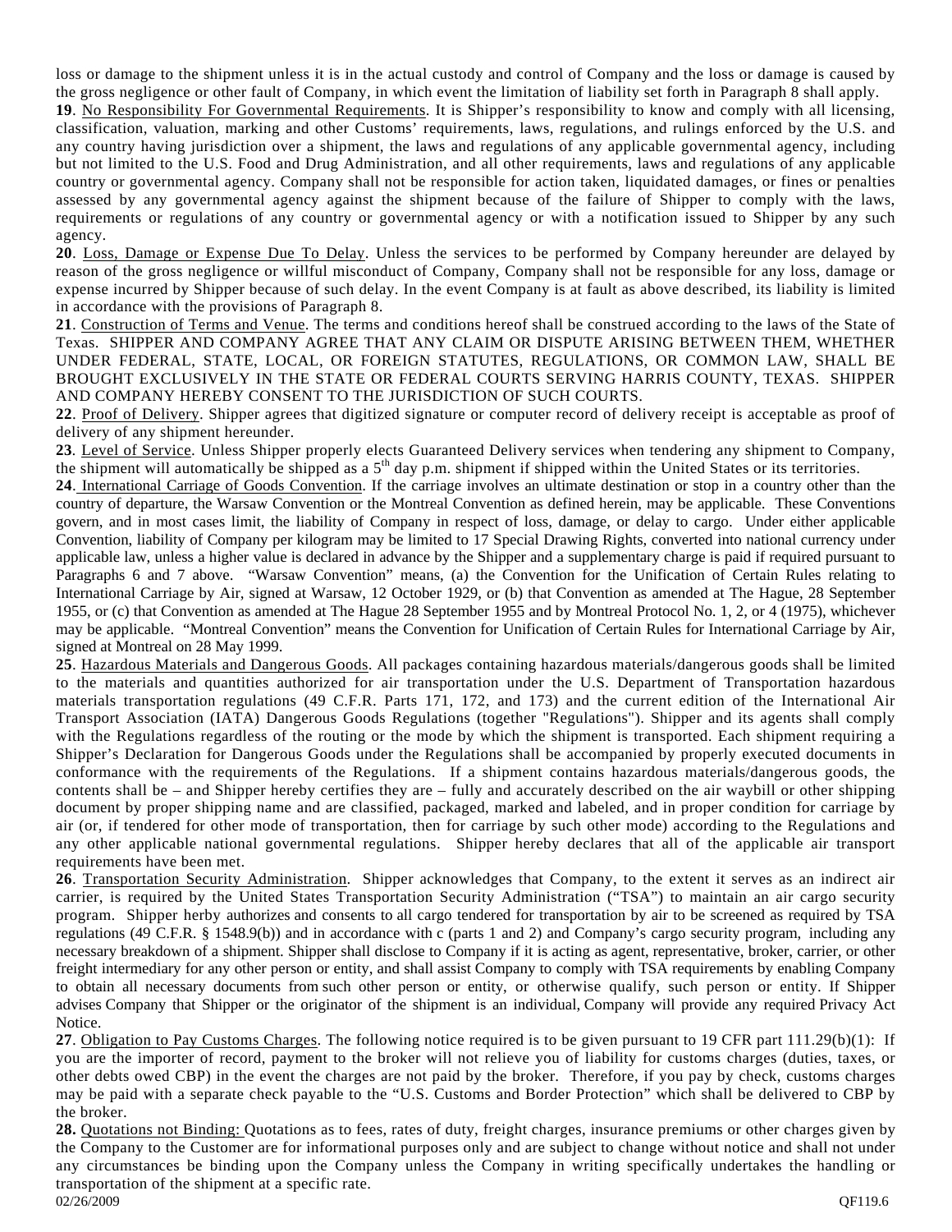loss or damage to the shipment unless it is in the actual custody and control of Company and the loss or damage is caused by the gross negligence or other fault of Company, in which event the limitation of liability set forth in Paragraph 8 shall apply.

**19**. No Responsibility For Governmental Requirements. It is Shipper's responsibility to know and comply with all licensing, classification, valuation, marking and other Customs' requirements, laws, regulations, and rulings enforced by the U.S. and any country having jurisdiction over a shipment, the laws and regulations of any applicable governmental agency, including but not limited to the U.S. Food and Drug Administration, and all other requirements, laws and regulations of any applicable country or governmental agency. Company shall not be responsible for action taken, liquidated damages, or fines or penalties assessed by any governmental agency against the shipment because of the failure of Shipper to comply with the laws, requirements or regulations of any country or governmental agency or with a notification issued to Shipper by any such agency.

**20**. Loss, Damage or Expense Due To Delay. Unless the services to be performed by Company hereunder are delayed by reason of the gross negligence or willful misconduct of Company, Company shall not be responsible for any loss, damage or expense incurred by Shipper because of such delay. In the event Company is at fault as above described, its liability is limited in accordance with the provisions of Paragraph 8.

**21**. Construction of Terms and Venue. The terms and conditions hereof shall be construed according to the laws of the State of Texas. SHIPPER AND COMPANY AGREE THAT ANY CLAIM OR DISPUTE ARISING BETWEEN THEM, WHETHER UNDER FEDERAL, STATE, LOCAL, OR FOREIGN STATUTES, REGULATIONS, OR COMMON LAW, SHALL BE BROUGHT EXCLUSIVELY IN THE STATE OR FEDERAL COURTS SERVING HARRIS COUNTY, TEXAS. SHIPPER AND COMPANY HEREBY CONSENT TO THE JURISDICTION OF SUCH COURTS.

**22**. Proof of Delivery. Shipper agrees that digitized signature or computer record of delivery receipt is acceptable as proof of delivery of any shipment hereunder.

**23**. Level of Service. Unless Shipper properly elects Guaranteed Delivery services when tendering any shipment to Company, the shipment will automatically be shipped as a 5th day p.m. shipment if shipped within the United States or its territories.

**24**. International Carriage of Goods Convention. If the carriage involves an ultimate destination or stop in a country other than the country of departure, the Warsaw Convention or the Montreal Convention as defined herein, may be applicable. These Conventions govern, and in most cases limit, the liability of Company in respect of loss, damage, or delay to cargo. Under either applicable Convention, liability of Company per kilogram may be limited to 17 Special Drawing Rights, converted into national currency under applicable law, unless a higher value is declared in advance by the Shipper and a supplementary charge is paid if required pursuant to Paragraphs 6 and 7 above. "Warsaw Convention" means, (a) the Convention for the Unification of Certain Rules relating to International Carriage by Air, signed at Warsaw, 12 October 1929, or (b) that Convention as amended at The Hague, 28 September 1955, or (c) that Convention as amended at The Hague 28 September 1955 and by Montreal Protocol No. 1, 2, or 4 (1975), whichever may be applicable. "Montreal Convention" means the Convention for Unification of Certain Rules for International Carriage by Air, signed at Montreal on 28 May 1999.

**25**. Hazardous Materials and Dangerous Goods. All packages containing hazardous materials/dangerous goods shall be limited to the materials and quantities authorized for air transportation under the U.S. Department of Transportation hazardous materials transportation regulations (49 C.F.R. Parts 171, 172, and 173) and the current edition of the International Air Transport Association (IATA) Dangerous Goods Regulations (together "Regulations"). Shipper and its agents shall comply with the Regulations regardless of the routing or the mode by which the shipment is transported. Each shipment requiring a Shipper's Declaration for Dangerous Goods under the Regulations shall be accompanied by properly executed documents in conformance with the requirements of the Regulations. If a shipment contains hazardous materials/dangerous goods, the contents shall be – and Shipper hereby certifies they are – fully and accurately described on the air waybill or other shipping document by proper shipping name and are classified, packaged, marked and labeled, and in proper condition for carriage by air (or, if tendered for other mode of transportation, then for carriage by such other mode) according to the Regulations and any other applicable national governmental regulations. Shipper hereby declares that all of the applicable air transport requirements have been met.

**26**. Transportation Security Administration. Shipper acknowledges that Company, to the extent it serves as an indirect air carrier, is required by the United States Transportation Security Administration ("TSA") to maintain an air cargo security program. Shipper herby authorizes and consents to all cargo tendered for transportation by air to be screened as required by TSA regulations (49 C.F.R. § 1548.9(b)) and in accordance with c (parts 1 and 2) and Company's cargo security program, including any necessary breakdown of a shipment. Shipper shall disclose to Company if it is acting as agent, representative, broker, carrier, or other freight intermediary for any other person or entity, and shall assist Company to comply with TSA requirements by enabling Company to obtain all necessary documents from such other person or entity, or otherwise qualify, such person or entity. If Shipper advises Company that Shipper or the originator of the shipment is an individual, Company will provide any required Privacy Act Notice.

**27**. Obligation to Pay Customs Charges. The following notice required is to be given pursuant to 19 CFR part 111.29(b)(1): If you are the importer of record, payment to the broker will not relieve you of liability for customs charges (duties, taxes, or other debts owed CBP) in the event the charges are not paid by the broker. Therefore, if you pay by check, customs charges may be paid with a separate check payable to the "U.S. Customs and Border Protection" which shall be delivered to CBP by the broker.

**28.** Quotations not Binding: Quotations as to fees, rates of duty, freight charges, insurance premiums or other charges given by the Company to the Customer are for informational purposes only and are subject to change without notice and shall not under any circumstances be binding upon the Company unless the Company in writing specifically undertakes the handling or transportation of the shipment at a specific rate.

02/26/2009 QF119.6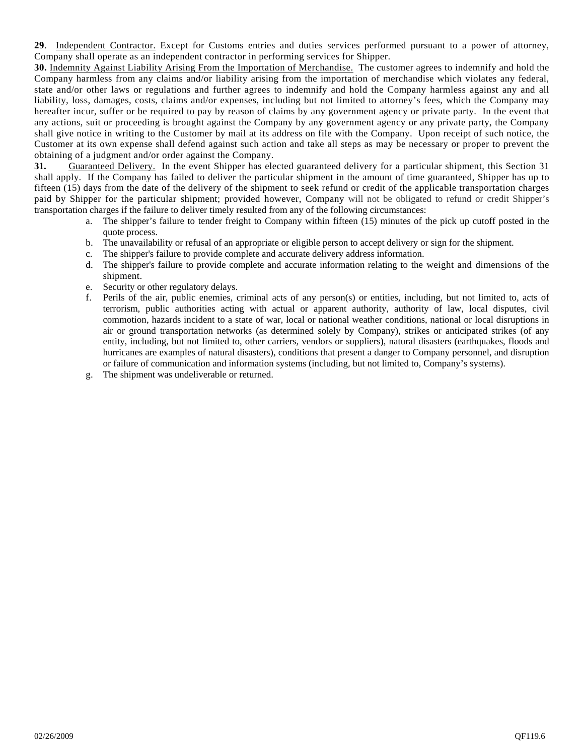**29**. Independent Contractor. Except for Customs entries and duties services performed pursuant to a power of attorney, Company shall operate as an independent contractor in performing services for Shipper.

**30.** Indemnity Against Liability Arising From the Importation of Merchandise. The customer agrees to indemnify and hold the Company harmless from any claims and/or liability arising from the importation of merchandise which violates any federal, state and/or other laws or regulations and further agrees to indemnify and hold the Company harmless against any and all liability, loss, damages, costs, claims and/or expenses, including but not limited to attorney's fees, which the Company may hereafter incur, suffer or be required to pay by reason of claims by any government agency or private party. In the event that any actions, suit or proceeding is brought against the Company by any government agency or any private party, the Company shall give notice in writing to the Customer by mail at its address on file with the Company. Upon receipt of such notice, the Customer at its own expense shall defend against such action and take all steps as may be necessary or proper to prevent the obtaining of a judgment and/or order against the Company.

**31.** Guaranteed Delivery. In the event Shipper has elected guaranteed delivery for a particular shipment, this Section 31 shall apply. If the Company has failed to deliver the particular shipment in the amount of time guaranteed, Shipper has up to fifteen (15) days from the date of the delivery of the shipment to seek refund or credit of the applicable transportation charges paid by Shipper for the particular shipment; provided however, Company will not be obligated to refund or credit Shipper's transportation charges if the failure to deliver timely resulted from any of the following circumstances:

a. The shipper's failure to tender freight to Company within fifteen (15) minutes of the pick up cutoff posted in the quote process.
b. The unavailability or refusal of an appropriate or eligible person to accept delivery or sign for the shipment.
c. The shipper's failure to provide complete and accurate delivery address information.
d. The shipper's failure to provide complete and accurate information relating to the weight and dimensions of the shipment.
e. Security or other regulatory delays.
f. Perils of the air, public enemies, criminal acts of any person(s) or entities, including, but not limited to, acts of terrorism, public authorities acting with actual or apparent authority, authority of law, local disputes, civil commotion, hazards incident to a state of war, local or national weather conditions, national or local disruptions in air or ground transportation networks (as determined solely by Company), strikes or anticipated strikes (of any entity, including, but not limited to, other carriers, vendors or suppliers), natural disasters (earthquakes, floods and hurricanes are examples of natural disasters), conditions that present a danger to Company personnel, and disruption or failure of communication and information systems (including, but not limited to, Company's systems).
g. The shipment was undeliverable or returned.

02/26/2009 QF119.6